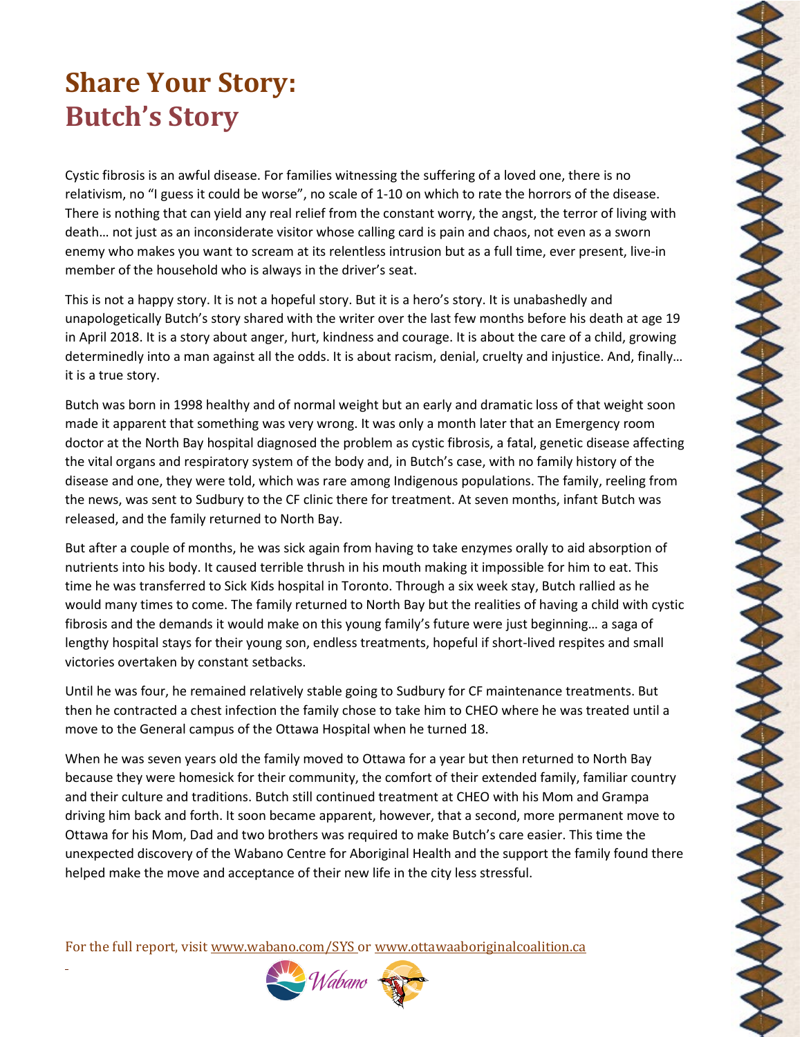# Share Your Story:
# Butch's Story

Cystic fibrosis is an awful disease. For families witnessing the suffering of a loved one, there is no relativism, no "I guess it could be worse", no scale of 1-10 on which to rate the horrors of the disease. There is nothing that can yield any real relief from the constant worry, the angst, the terror of living with death… not just as an inconsiderate visitor whose calling card is pain and chaos, not even as a sworn enemy who makes you want to scream at its relentless intrusion but as a full time, ever present, live-in member of the household who is always in the driver's seat.

This is not a happy story. It is not a hopeful story. But it is a hero's story. It is unabashedly and unapologetically Butch's story shared with the writer over the last few months before his death at age 19 in April 2018. It is a story about anger, hurt, kindness and courage. It is about the care of a child, growing determinedly into a man against all the odds. It is about racism, denial, cruelty and injustice. And, finally… it is a true story.

Butch was born in 1998 healthy and of normal weight but an early and dramatic loss of that weight soon made it apparent that something was very wrong. It was only a month later that an Emergency room doctor at the North Bay hospital diagnosed the problem as cystic fibrosis, a fatal, genetic disease affecting the vital organs and respiratory system of the body and, in Butch's case, with no family history of the disease and one, they were told, which was rare among Indigenous populations. The family, reeling from the news, was sent to Sudbury to the CF clinic there for treatment. At seven months, infant Butch was released, and the family returned to North Bay.

But after a couple of months, he was sick again from having to take enzymes orally to aid absorption of nutrients into his body. It caused terrible thrush in his mouth making it impossible for him to eat. This time he was transferred to Sick Kids hospital in Toronto. Through a six week stay, Butch rallied as he would many times to come. The family returned to North Bay but the realities of having a child with cystic fibrosis and the demands it would make on this young family's future were just beginning… a saga of lengthy hospital stays for their young son, endless treatments, hopeful if short-lived respites and small victories overtaken by constant setbacks.

Until he was four, he remained relatively stable going to Sudbury for CF maintenance treatments. But then he contracted a chest infection the family chose to take him to CHEO where he was treated until a move to the General campus of the Ottawa Hospital when he turned 18.

When he was seven years old the family moved to Ottawa for a year but then returned to North Bay because they were homesick for their community, the comfort of their extended family, familiar country and their culture and traditions. Butch still continued treatment at CHEO with his Mom and Grampa driving him back and forth. It soon became apparent, however, that a second, more permanent move to Ottawa for his Mom, Dad and two brothers was required to make Butch's care easier. This time the unexpected discovery of the Wabano Centre for Aboriginal Health and the support the family found there helped make the move and acceptance of their new life in the city less stressful.

For the full report, visit www.wabano.com/SYS or www.ottawaaboriginalcoalition.ca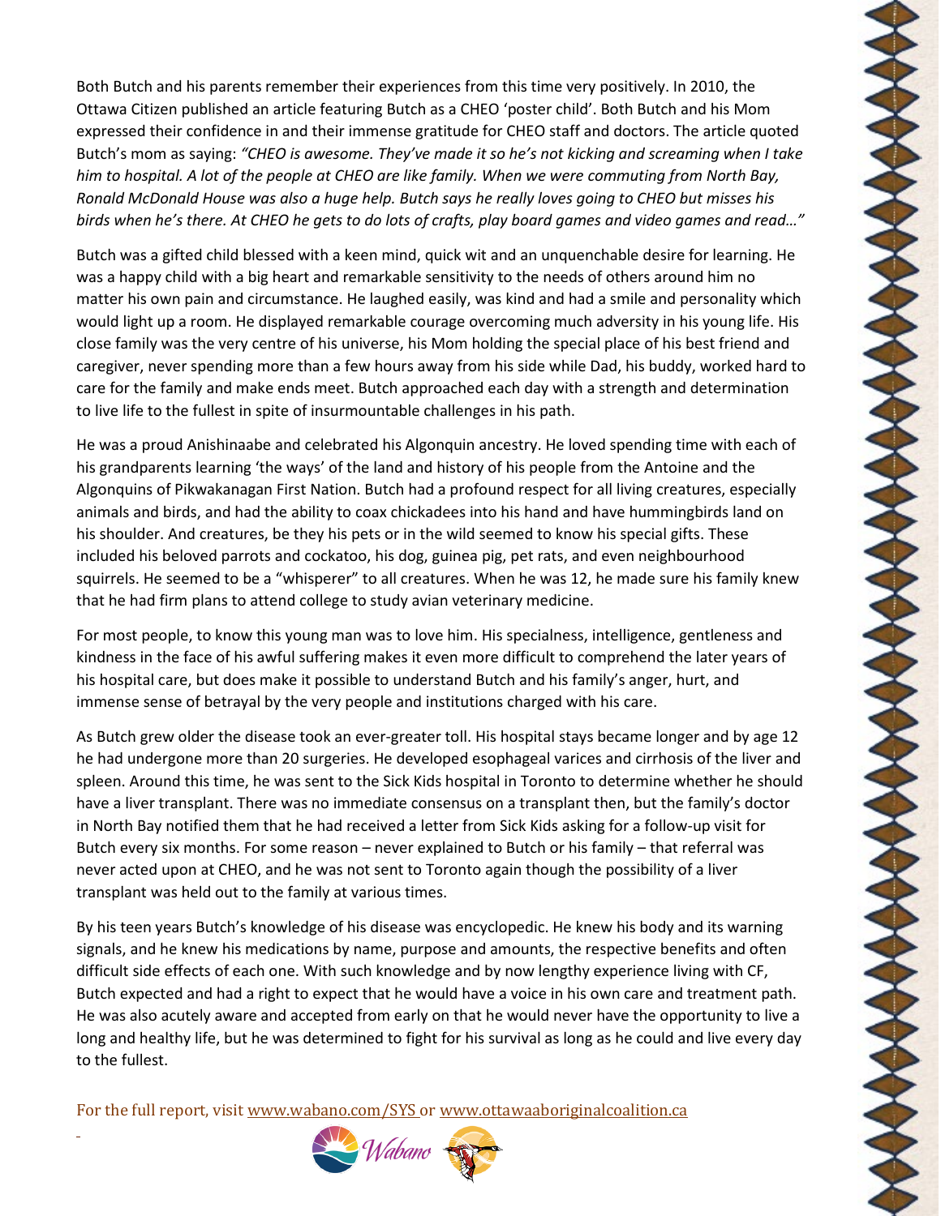Both Butch and his parents remember their experiences from this time very positively. In 2010, the Ottawa Citizen published an article featuring Butch as a CHEO 'poster child'. Both Butch and his Mom expressed their confidence in and their immense gratitude for CHEO staff and doctors. The article quoted Butch's mom as saying: *"CHEO is awesome. They've made it so he's not kicking and screaming when I take him to hospital. A lot of the people at CHEO are like family. When we were commuting from North Bay, Ronald McDonald House was also a huge help. Butch says he really loves going to CHEO but misses his birds when he's there. At CHEO he gets to do lots of crafts, play board games and video games and read…"*

Butch was a gifted child blessed with a keen mind, quick wit and an unquenchable desire for learning. He was a happy child with a big heart and remarkable sensitivity to the needs of others around him no matter his own pain and circumstance. He laughed easily, was kind and had a smile and personality which would light up a room. He displayed remarkable courage overcoming much adversity in his young life. His close family was the very centre of his universe, his Mom holding the special place of his best friend and caregiver, never spending more than a few hours away from his side while Dad, his buddy, worked hard to care for the family and make ends meet. Butch approached each day with a strength and determination to live life to the fullest in spite of insurmountable challenges in his path.

He was a proud Anishinaabe and celebrated his Algonquin ancestry. He loved spending time with each of his grandparents learning 'the ways' of the land and history of his people from the Antoine and the Algonquins of Pikwakanagan First Nation. Butch had a profound respect for all living creatures, especially animals and birds, and had the ability to coax chickadees into his hand and have hummingbirds land on his shoulder. And creatures, be they his pets or in the wild seemed to know his special gifts. These included his beloved parrots and cockatoo, his dog, guinea pig, pet rats, and even neighbourhood squirrels. He seemed to be a "whisperer" to all creatures. When he was 12, he made sure his family knew that he had firm plans to attend college to study avian veterinary medicine.

For most people, to know this young man was to love him. His specialness, intelligence, gentleness and kindness in the face of his awful suffering makes it even more difficult to comprehend the later years of his hospital care, but does make it possible to understand Butch and his family's anger, hurt, and immense sense of betrayal by the very people and institutions charged with his care.

As Butch grew older the disease took an ever-greater toll. His hospital stays became longer and by age 12 he had undergone more than 20 surgeries. He developed esophageal varices and cirrhosis of the liver and spleen. Around this time, he was sent to the Sick Kids hospital in Toronto to determine whether he should have a liver transplant. There was no immediate consensus on a transplant then, but the family's doctor in North Bay notified them that he had received a letter from Sick Kids asking for a follow-up visit for Butch every six months. For some reason – never explained to Butch or his family – that referral was never acted upon at CHEO, and he was not sent to Toronto again though the possibility of a liver transplant was held out to the family at various times.

By his teen years Butch's knowledge of his disease was encyclopedic. He knew his body and its warning signals, and he knew his medications by name, purpose and amounts, the respective benefits and often difficult side effects of each one. With such knowledge and by now lengthy experience living with CF, Butch expected and had a right to expect that he would have a voice in his own care and treatment path. He was also acutely aware and accepted from early on that he would never have the opportunity to live a long and healthy life, but he was determined to fight for his survival as long as he could and live every day to the fullest.

For the full report, visit www.wabano.com/SYS or www.ottawaaboriginalcoalition.ca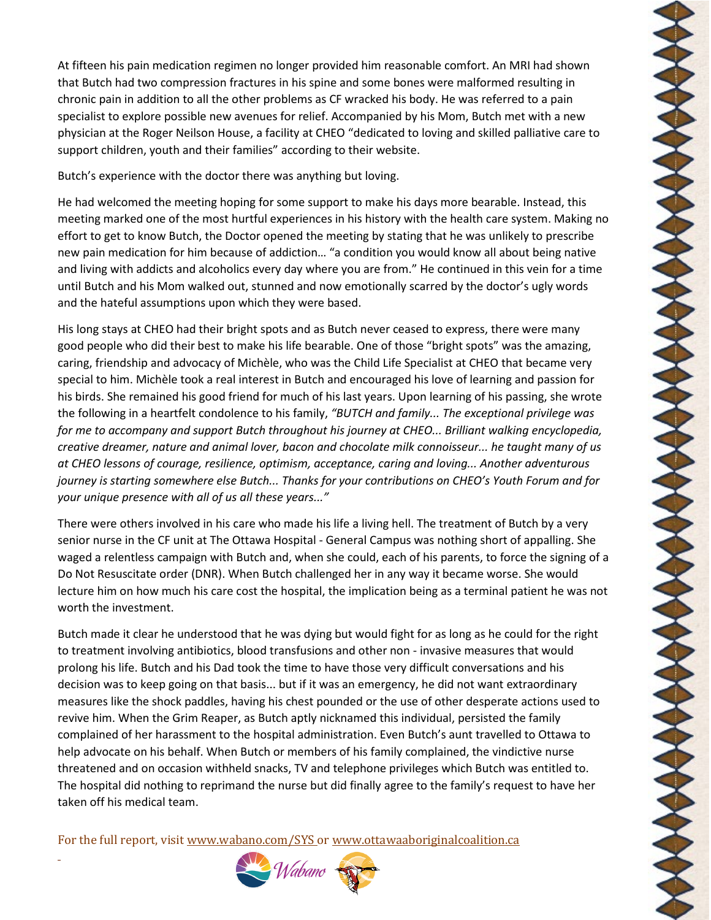At fifteen his pain medication regimen no longer provided him reasonable comfort. An MRI had shown that Butch had two compression fractures in his spine and some bones were malformed resulting in chronic pain in addition to all the other problems as CF wracked his body. He was referred to a pain specialist to explore possible new avenues for relief. Accompanied by his Mom, Butch met with a new physician at the Roger Neilson House, a facility at CHEO "dedicated to loving and skilled palliative care to support children, youth and their families" according to their website.

Butch's experience with the doctor there was anything but loving.

He had welcomed the meeting hoping for some support to make his days more bearable. Instead, this meeting marked one of the most hurtful experiences in his history with the health care system. Making no effort to get to know Butch, the Doctor opened the meeting by stating that he was unlikely to prescribe new pain medication for him because of addiction… "a condition you would know all about being native and living with addicts and alcoholics every day where you are from." He continued in this vein for a time until Butch and his Mom walked out, stunned and now emotionally scarred by the doctor's ugly words and the hateful assumptions upon which they were based.

His long stays at CHEO had their bright spots and as Butch never ceased to express, there were many good people who did their best to make his life bearable. One of those "bright spots" was the amazing, caring, friendship and advocacy of Michèle, who was the Child Life Specialist at CHEO that became very special to him. Michèle took a real interest in Butch and encouraged his love of learning and passion for his birds. She remained his good friend for much of his last years. Upon learning of his passing, she wrote the following in a heartfelt condolence to his family, *"BUTCH and family... The exceptional privilege was for me to accompany and support Butch throughout his journey at CHEO... Brilliant walking encyclopedia, creative dreamer, nature and animal lover, bacon and chocolate milk connoisseur... he taught many of us at CHEO lessons of courage, resilience, optimism, acceptance, caring and loving... Another adventurous journey is starting somewhere else Butch... Thanks for your contributions on CHEO's Youth Forum and for your unique presence with all of us all these years..."*

There were others involved in his care who made his life a living hell. The treatment of Butch by a very senior nurse in the CF unit at The Ottawa Hospital - General Campus was nothing short of appalling. She waged a relentless campaign with Butch and, when she could, each of his parents, to force the signing of a Do Not Resuscitate order (DNR). When Butch challenged her in any way it became worse. She would lecture him on how much his care cost the hospital, the implication being as a terminal patient he was not worth the investment.

Butch made it clear he understood that he was dying but would fight for as long as he could for the right to treatment involving antibiotics, blood transfusions and other non - invasive measures that would prolong his life. Butch and his Dad took the time to have those very difficult conversations and his decision was to keep going on that basis... but if it was an emergency, he did not want extraordinary measures like the shock paddles, having his chest pounded or the use of other desperate actions used to revive him. When the Grim Reaper, as Butch aptly nicknamed this individual, persisted the family complained of her harassment to the hospital administration. Even Butch's aunt travelled to Ottawa to help advocate on his behalf. When Butch or members of his family complained, the vindictive nurse threatened and on occasion withheld snacks, TV and telephone privileges which Butch was entitled to. The hospital did nothing to reprimand the nurse but did finally agree to the family's request to have her taken off his medical team.

For the full report, visit www.wabano.com/SYS or www.ottawaaboriginalcoalition.ca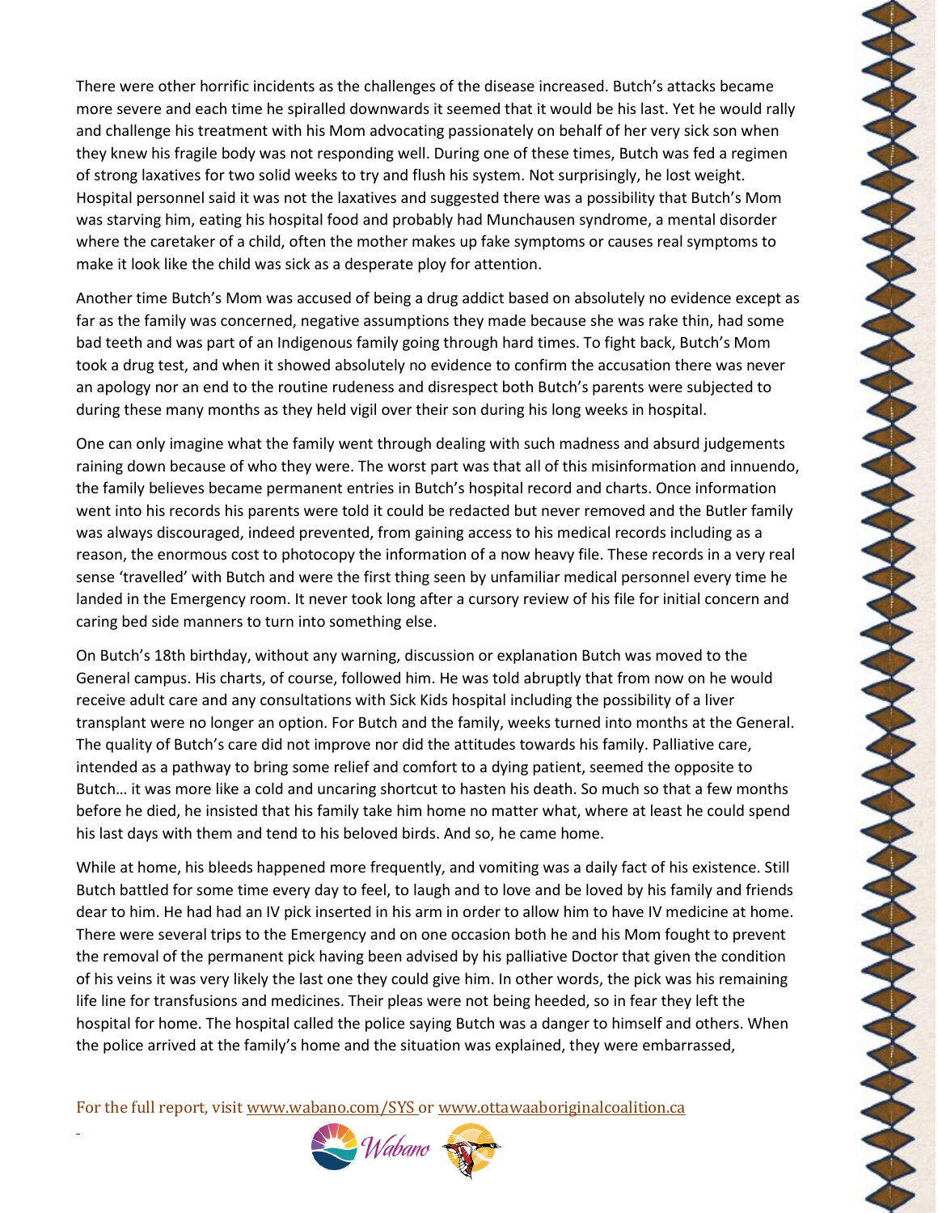There were other horrific incidents as the challenges of the disease increased. Butch's attacks became more severe and each time he spiralled downwards it seemed that it would be his last. Yet he would rally and challenge his treatment with his Mom advocating passionately on behalf of her very sick son when they knew his fragile body was not responding well. During one of these times, Butch was fed a regimen of strong laxatives for two solid weeks to try and flush his system. Not surprisingly, he lost weight. Hospital personnel said it was not the laxatives and suggested there was a possibility that Butch's Mom was starving him, eating his hospital food and probably had Munchausen syndrome, a mental disorder where the caretaker of a child, often the mother makes up fake symptoms or causes real symptoms to make it look like the child was sick as a desperate ploy for attention.

Another time Butch's Mom was accused of being a drug addict based on absolutely no evidence except as far as the family was concerned, negative assumptions they made because she was rake thin, had some bad teeth and was part of an Indigenous family going through hard times. To fight back, Butch's Mom took a drug test, and when it showed absolutely no evidence to confirm the accusation there was never an apology nor an end to the routine rudeness and disrespect both Butch's parents were subjected to during these many months as they held vigil over their son during his long weeks in hospital.

One can only imagine what the family went through dealing with such madness and absurd judgements raining down because of who they were. The worst part was that all of this misinformation and innuendo, the family believes became permanent entries in Butch's hospital record and charts. Once information went into his records his parents were told it could be redacted but never removed and the Butler family was always discouraged, indeed prevented, from gaining access to his medical records including as a reason, the enormous cost to photocopy the information of a now heavy file. These records in a very real sense 'travelled' with Butch and were the first thing seen by unfamiliar medical personnel every time he landed in the Emergency room. It never took long after a cursory review of his file for initial concern and caring bed side manners to turn into something else.

On Butch's 18th birthday, without any warning, discussion or explanation Butch was moved to the General campus. His charts, of course, followed him. He was told abruptly that from now on he would receive adult care and any consultations with Sick Kids hospital including the possibility of a liver transplant were no longer an option. For Butch and the family, weeks turned into months at the General. The quality of Butch's care did not improve nor did the attitudes towards his family. Palliative care, intended as a pathway to bring some relief and comfort to a dying patient, seemed the opposite to Butch… it was more like a cold and uncaring shortcut to hasten his death. So much so that a few months before he died, he insisted that his family take him home no matter what, where at least he could spend his last days with them and tend to his beloved birds. And so, he came home.

While at home, his bleeds happened more frequently, and vomiting was a daily fact of his existence. Still Butch battled for some time every day to feel, to laugh and to love and be loved by his family and friends dear to him. He had had an IV pick inserted in his arm in order to allow him to have IV medicine at home. There were several trips to the Emergency and on one occasion both he and his Mom fought to prevent the removal of the permanent pick having been advised by his palliative Doctor that given the condition of his veins it was very likely the last one they could give him. In other words, the pick was his remaining life line for transfusions and medicines. Their pleas were not being heeded, so in fear they left the hospital for home. The hospital called the police saying Butch was a danger to himself and others. When the police arrived at the family's home and the situation was explained, they were embarrassed,

For the full report, visit www.wabano.com/SYS or www.ottawaaboriginalcoalition.ca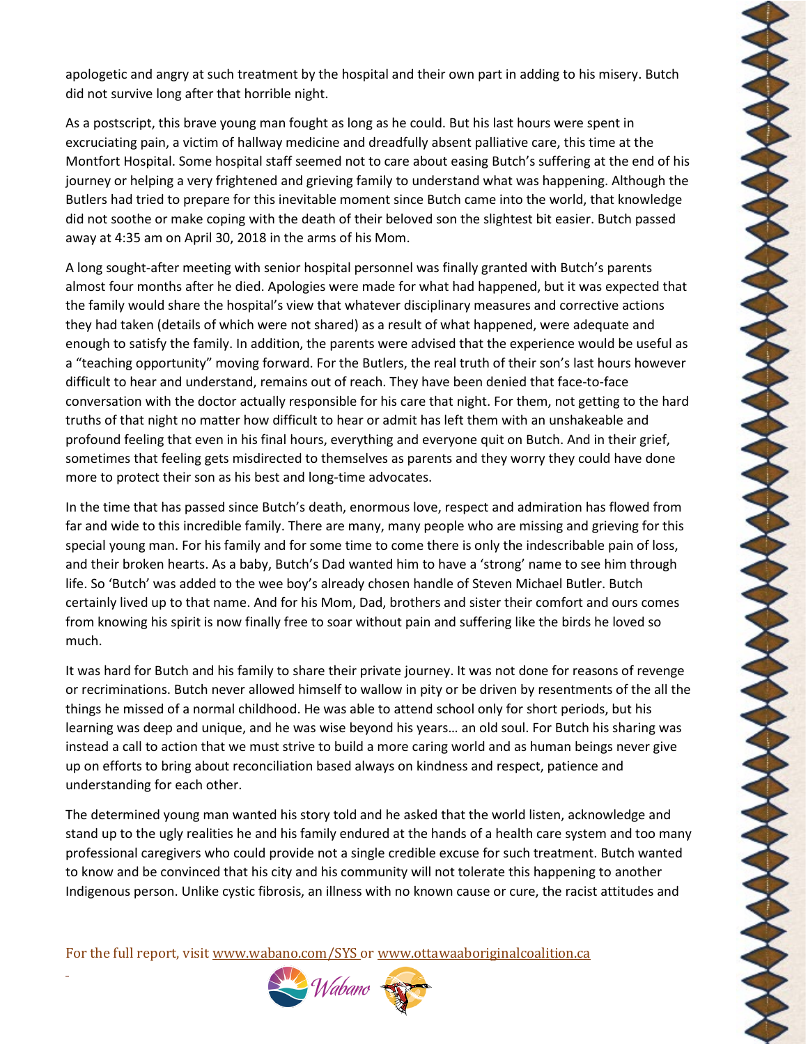apologetic and angry at such treatment by the hospital and their own part in adding to his misery. Butch did not survive long after that horrible night.

As a postscript, this brave young man fought as long as he could. But his last hours were spent in excruciating pain, a victim of hallway medicine and dreadfully absent palliative care, this time at the Montfort Hospital. Some hospital staff seemed not to care about easing Butch's suffering at the end of his journey or helping a very frightened and grieving family to understand what was happening. Although the Butlers had tried to prepare for this inevitable moment since Butch came into the world, that knowledge did not soothe or make coping with the death of their beloved son the slightest bit easier. Butch passed away at 4:35 am on April 30, 2018 in the arms of his Mom.

A long sought-after meeting with senior hospital personnel was finally granted with Butch's parents almost four months after he died. Apologies were made for what had happened, but it was expected that the family would share the hospital's view that whatever disciplinary measures and corrective actions they had taken (details of which were not shared) as a result of what happened, were adequate and enough to satisfy the family. In addition, the parents were advised that the experience would be useful as a "teaching opportunity" moving forward. For the Butlers, the real truth of their son's last hours however difficult to hear and understand, remains out of reach. They have been denied that face-to-face conversation with the doctor actually responsible for his care that night. For them, not getting to the hard truths of that night no matter how difficult to hear or admit has left them with an unshakeable and profound feeling that even in his final hours, everything and everyone quit on Butch. And in their grief, sometimes that feeling gets misdirected to themselves as parents and they worry they could have done more to protect their son as his best and long-time advocates.

In the time that has passed since Butch's death, enormous love, respect and admiration has flowed from far and wide to this incredible family. There are many, many people who are missing and grieving for this special young man. For his family and for some time to come there is only the indescribable pain of loss, and their broken hearts. As a baby, Butch's Dad wanted him to have a 'strong' name to see him through life. So 'Butch' was added to the wee boy's already chosen handle of Steven Michael Butler. Butch certainly lived up to that name. And for his Mom, Dad, brothers and sister their comfort and ours comes from knowing his spirit is now finally free to soar without pain and suffering like the birds he loved so much.

It was hard for Butch and his family to share their private journey. It was not done for reasons of revenge or recriminations. Butch never allowed himself to wallow in pity or be driven by resentments of the all the things he missed of a normal childhood. He was able to attend school only for short periods, but his learning was deep and unique, and he was wise beyond his years… an old soul. For Butch his sharing was instead a call to action that we must strive to build a more caring world and as human beings never give up on efforts to bring about reconciliation based always on kindness and respect, patience and understanding for each other.

The determined young man wanted his story told and he asked that the world listen, acknowledge and stand up to the ugly realities he and his family endured at the hands of a health care system and too many professional caregivers who could provide not a single credible excuse for such treatment. Butch wanted to know and be convinced that his city and his community will not tolerate this happening to another Indigenous person. Unlike cystic fibrosis, an illness with no known cause or cure, the racist attitudes and

For the full report, visit www.wabano.com/SYS or www.ottawaaboriginalcoalition.ca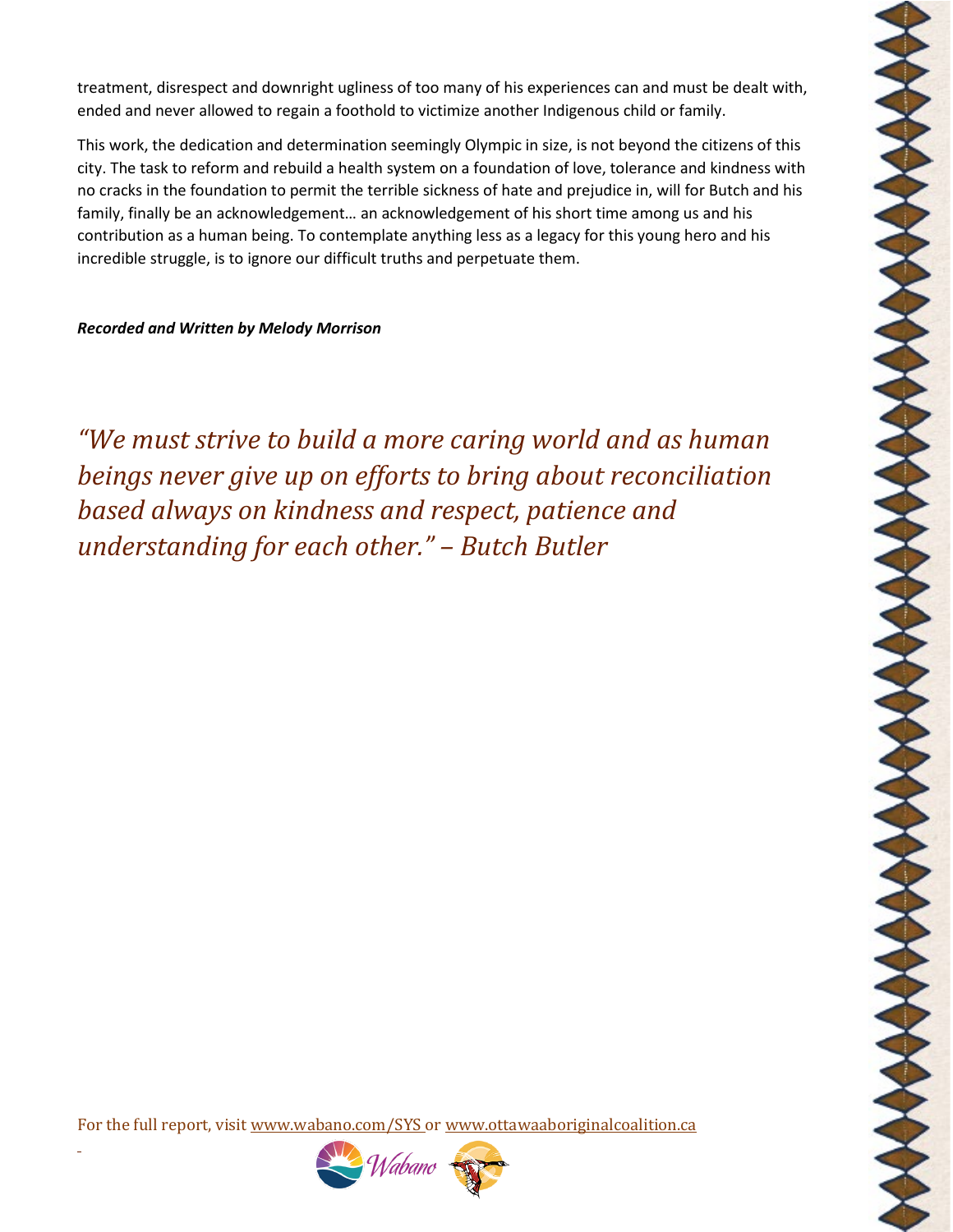treatment, disrespect and downright ugliness of too many of his experiences can and must be dealt with, ended and never allowed to regain a foothold to victimize another Indigenous child or family.

This work, the dedication and determination seemingly Olympic in size, is not beyond the citizens of this city. The task to reform and rebuild a health system on a foundation of love, tolerance and kindness with no cracks in the foundation to permit the terrible sickness of hate and prejudice in, will for Butch and his family, finally be an acknowledgement… an acknowledgement of his short time among us and his contribution as a human being. To contemplate anything less as a legacy for this young hero and his incredible struggle, is to ignore our difficult truths and perpetuate them.

***Recorded and Written by Melody Morrison***

*"We must strive to build a more caring world and as human beings never give up on efforts to bring about reconciliation based always on kindness and respect, patience and understanding for each other." – Butch Butler*

For the full report, visit www.wabano.com/SYS or www.ottawaaboriginalcoalition.ca